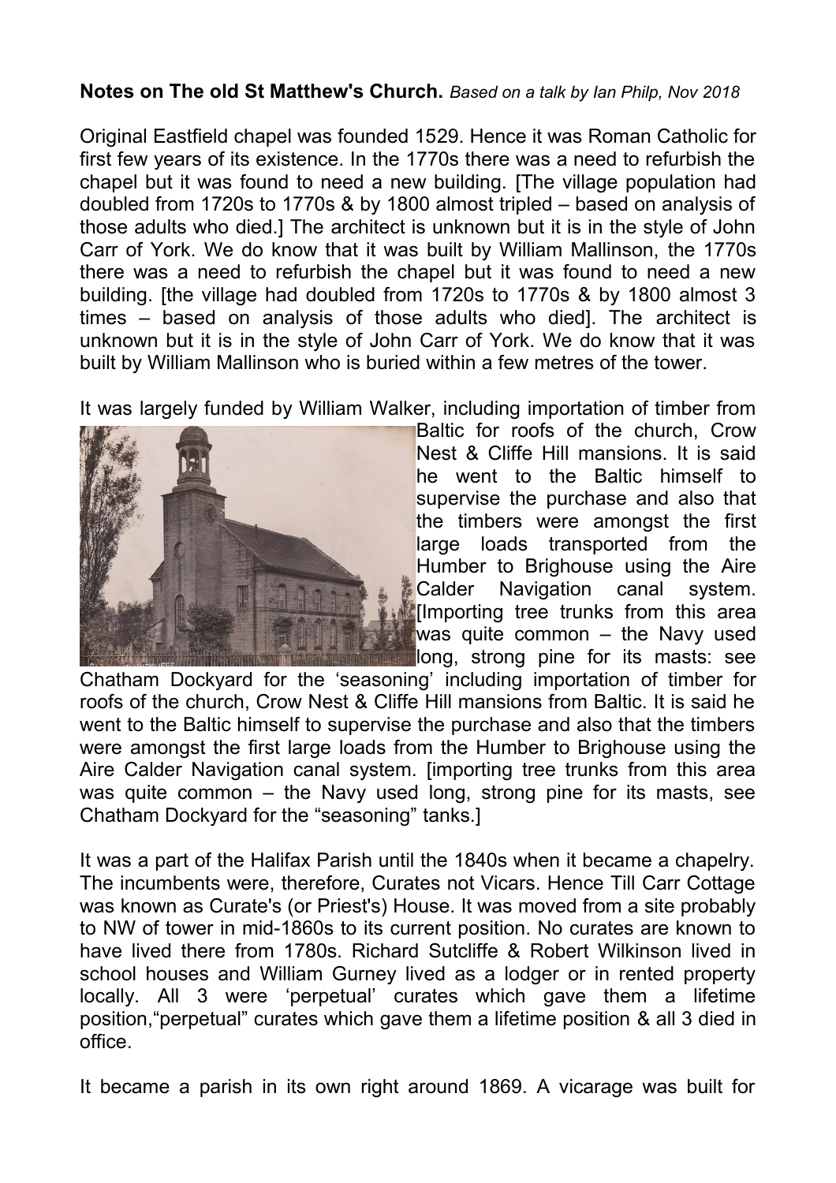**Notes on The old St Matthew's Church.** *Based on a talk by Ian Philp, Nov 2018*

Original Eastfield chapel was founded 1529. Hence it was Roman Catholic for first few years of its existence. In the 1770s there was a need to refurbish the chapel but it was found to need a new building. [The village population had doubled from 1720s to 1770s & by 1800 almost tripled – based on analysis of those adults who died.] The architect is unknown but it is in the style of John Carr of York. We do know that it was built by William Mallinson, the 1770s there was a need to refurbish the chapel but it was found to need a new building. [the village had doubled from 1720s to 1770s & by 1800 almost 3 times – based on analysis of those adults who died]. The architect is unknown but it is in the style of John Carr of York. We do know that it was built by William Mallinson who is buried within a few metres of the tower.

It was largely funded by William Walker, including importation of timber from Baltic for roofs of the church, Crow Nest & Cliffe Hill mansions. It is said he went to the Baltic himself to supervise the purchase and also that the timbers were amongst the first large loads transported from the Humber to Brighouse using the Aire Calder Navigation canal system. [Importing tree trunks from this area was quite common – the Navy used long, strong pine for its masts: see Chatham Dockyard for the 'seasoning' including importation of timber for roofs of the church, Crow Nest & Cliffe Hill mansions from Baltic. It is said he went to the Baltic himself to supervise the purchase and also that the timbers were amongst the first large loads from the Humber to Brighouse using the Aire Calder Navigation canal system. [importing tree trunks from this area was quite common – the Navy used long, strong pine for its masts, see Chatham Dockyard for the "seasoning" tanks.]

It was a part of the Halifax Parish until the 1840s when it became a chapelry. The incumbents were, therefore, Curates not Vicars. Hence Till Carr Cottage was known as Curate's (or Priest's) House. It was moved from a site probably to NW of tower in mid-1860s to its current position. No curates are known to have lived there from 1780s. Richard Sutcliffe & Robert Wilkinson lived in school houses and William Gurney lived as a lodger or in rented property locally. All 3 were 'perpetual' curates which gave them a lifetime position,"perpetual" curates which gave them a lifetime position & all 3 died in office.

It became a parish in its own right around 1869. A vicarage was built for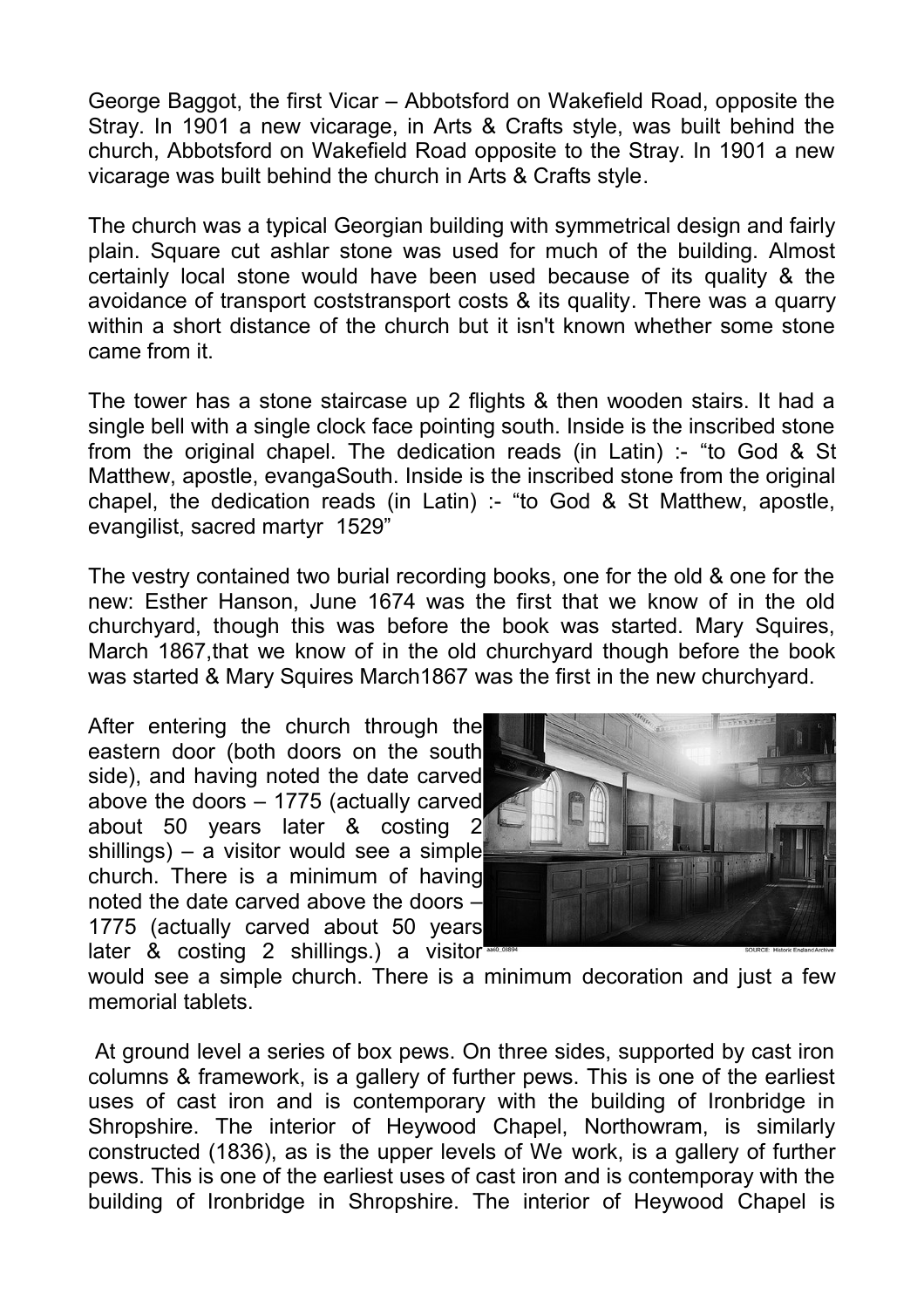George Baggot, the first Vicar – Abbotsford on Wakefield Road, opposite the Stray. In 1901 a new vicarage, in Arts & Crafts style, was built behind the church, Abbotsford on Wakefield Road opposite to the Stray. In 1901 a new vicarage was built behind the church in Arts & Crafts style.

The church was a typical Georgian building with symmetrical design and fairly plain. Square cut ashlar stone was used for much of the building. Almost certainly local stone would have been used because of its quality & the avoidance of transport coststransport costs & its quality. There was a quarry within a short distance of the church but it isn't known whether some stone came from it.

The tower has a stone staircase up 2 flights & then wooden stairs. It had a single bell with a single clock face pointing south. Inside is the inscribed stone from the original chapel. The dedication reads (in Latin) :- "to God & St Matthew, apostle, evangaSouth. Inside is the inscribed stone from the original chapel, the dedication reads (in Latin) :- "to God & St Matthew, apostle, evangilist, sacred martyr 1529"

The vestry contained two burial recording books, one for the old & one for the new: Esther Hanson, June 1674 was the first that we know of in the old churchyard, though this was before the book was started. Mary Squires, March 1867,that we know of in the old churchyard though before the book was started & Mary Squires March1867 was the first in the new churchyard.

After entering the church through the eastern door (both doors on the south side), and having noted the date carved above the doors – 1775 (actually carved about 50 years later & costing 2 shillings) – a visitor would see a simple church. There is a minimum of having noted the date carved above the doors – 1775 (actually carved about 50 years later & costing 2 shillings.) a visitor would see a simple church. There is a minimum decoration and just a few memorial tablets.

SOURCE: Historic England Archive

At ground level a series of box pews. On three sides, supported by cast iron columns & framework, is a gallery of further pews. This is one of the earliest uses of cast iron and is contemporary with the building of Ironbridge in Shropshire. The interior of Heywood Chapel, Northowram, is similarly constructed (1836), as is the upper levels of We work, is a gallery of further pews. This is one of the earliest uses of cast iron and is contemporay with the building of Ironbridge in Shropshire. The interior of Heywood Chapel is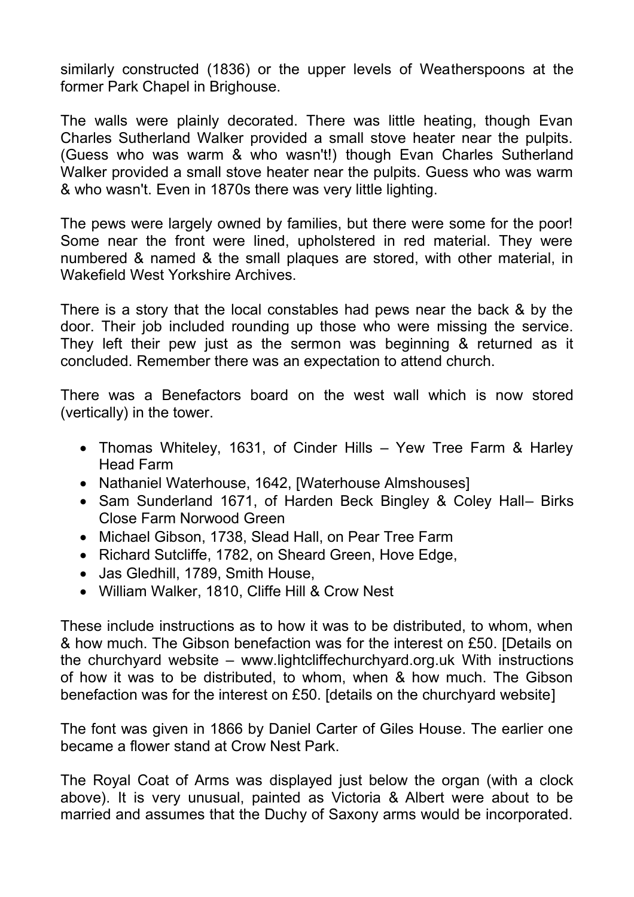similarly constructed (1836) or the upper levels of Weatherspoons at the former Park Chapel in Brighouse.

The walls were plainly decorated. There was little heating, though Evan Charles Sutherland Walker provided a small stove heater near the pulpits. (Guess who was warm & who wasn't!) though Evan Charles Sutherland Walker provided a small stove heater near the pulpits. Guess who was warm & who wasn't. Even in 1870s there was very little lighting.

The pews were largely owned by families, but there were some for the poor! Some near the front were lined, upholstered in red material. They were numbered & named & the small plaques are stored, with other material, in Wakefield West Yorkshire Archives.

There is a story that the local constables had pews near the back & by the door. Their job included rounding up those who were missing the service. They left their pew just as the sermon was beginning & returned as it concluded. Remember there was an expectation to attend church.

There was a Benefactors board on the west wall which is now stored (vertically) in the tower.

- Thomas Whiteley, 1631, of Cinder Hills – Yew Tree Farm & Harley Head Farm
- Nathaniel Waterhouse, 1642, [Waterhouse Almshouses]
- Sam Sunderland 1671, of Harden Beck Bingley & Coley Hall– Birks Close Farm Norwood Green
- Michael Gibson, 1738, Slead Hall, on Pear Tree Farm
- Richard Sutcliffe, 1782, on Sheard Green, Hove Edge,
- Jas Gledhill, 1789, Smith House,
- William Walker, 1810, Cliffe Hill & Crow Nest

These include instructions as to how it was to be distributed, to whom, when & how much. The Gibson benefaction was for the interest on £50. [Details on the churchyard website – www.lightcliffechurchyard.org.uk With instructions of how it was to be distributed, to whom, when & how much. The Gibson benefaction was for the interest on £50. [details on the churchyard website]

The font was given in 1866 by Daniel Carter of Giles House. The earlier one became a flower stand at Crow Nest Park.

The Royal Coat of Arms was displayed just below the organ (with a clock above). It is very unusual, painted as Victoria & Albert were about to be married and assumes that the Duchy of Saxony arms would be incorporated.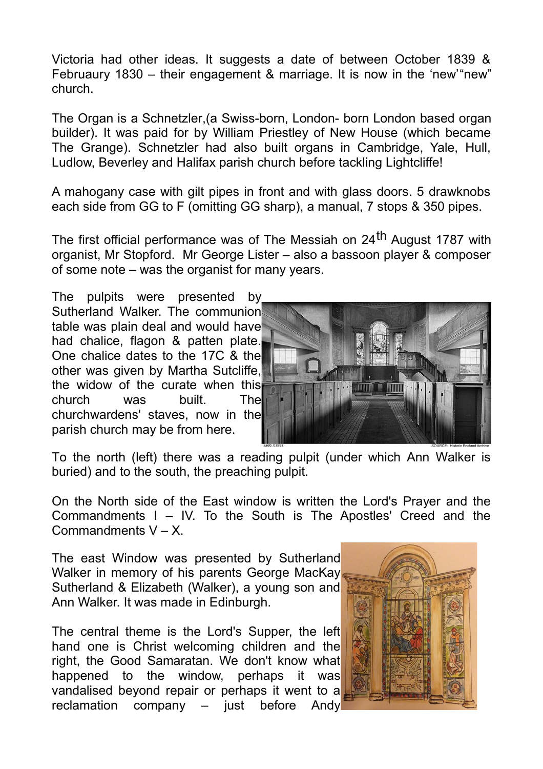Victoria had other ideas. It suggests a date of between October 1839 & Februaury 1830 – their engagement & marriage. It is now in the 'new'"new" church.

The Organ is a Schnetzler,(a Swiss-born, London- born London based organ builder). It was paid for by William Priestley of New House (which became The Grange). Schnetzler had also built organs in Cambridge, Yale, Hull, Ludlow, Beverley and Halifax parish church before tackling Lightcliffe!

A mahogany case with gilt pipes in front and with glass doors. 5 drawknobs each side from GG to F (omitting GG sharp), a manual, 7 stops & 350 pipes.

The first official performance was of The Messiah on 24th August 1787 with organist, Mr Stopford. Mr George Lister – also a bassoon player & composer of some note – was the organist for many years.

The pulpits were presented by Sutherland Walker. The communion table was plain deal and would have had chalice, flagon & patten plate. One chalice dates to the 17C & the other was given by Martha Sutcliffe, the widow of the curate when this church was built. The churchwardens' staves, now in the parish church may be from here.

To the north (left) there was a reading pulpit (under which Ann Walker is buried) and to the south, the preaching pulpit.

On the North side of the East window is written the Lord's Prayer and the Commandments I – IV. To the South is The Apostles' Creed and the Commandments V – X.

The east Window was presented by Sutherland Walker in memory of his parents George MacKay Sutherland & Elizabeth (Walker), a young son and Ann Walker. It was made in Edinburgh.

The central theme is the Lord's Supper, the left hand one is Christ welcoming children and the right, the Good Samaratan. We don't know what happened to the window, perhaps it was vandalised beyond repair or perhaps it went to a reclamation company – just before Andy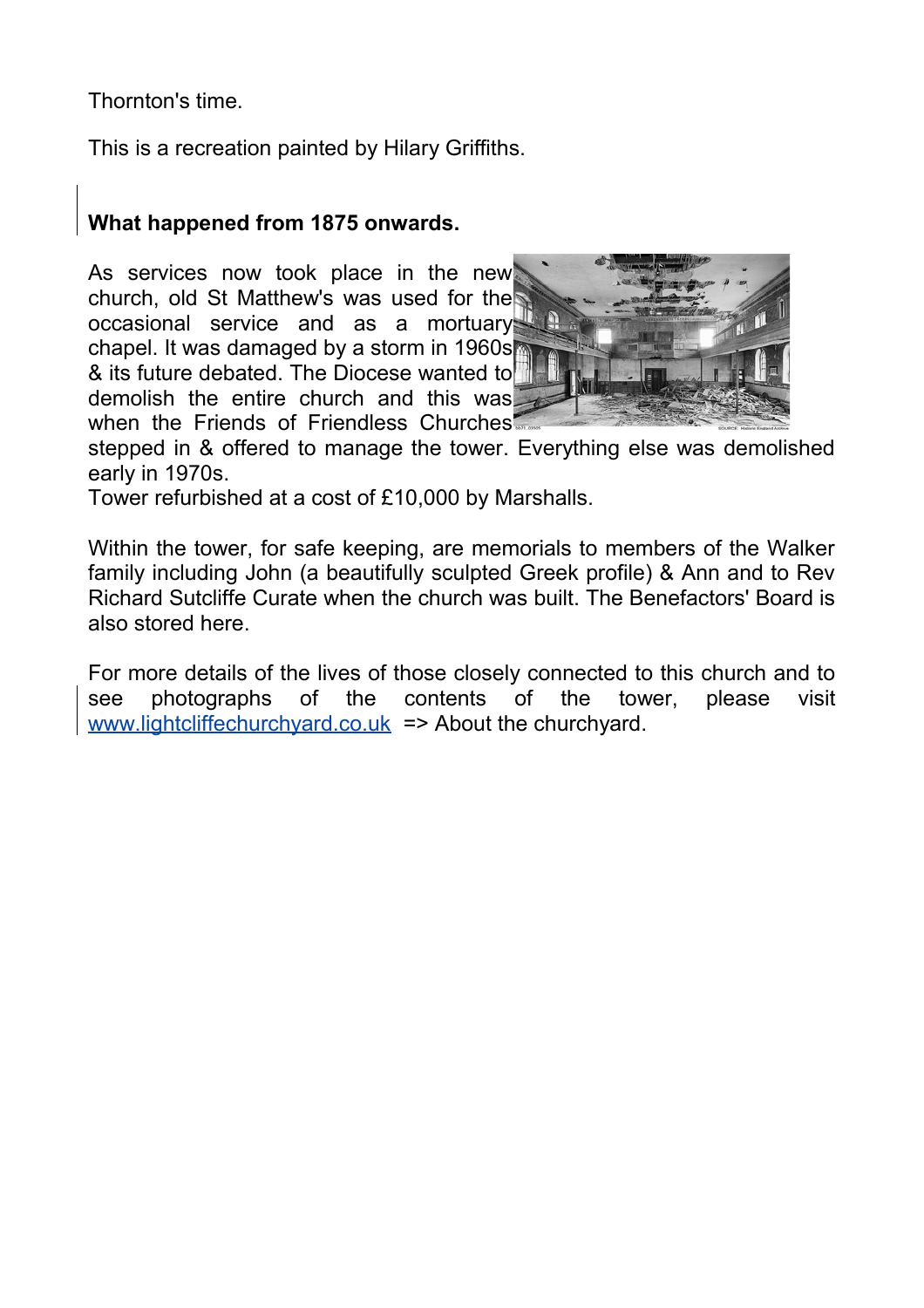Thornton's time.

This is a recreation painted by Hilary Griffiths.

**What happened from 1875 onwards.**

As services now took place in the new church, old St Matthew's was used for the occasional service and as a mortuary chapel. It was damaged by a storm in 1960s & its future debated. The Diocese wanted to demolish the entire church and this was when the Friends of Friendless Churches stepped in & offered to manage the tower. Everything else was demolished early in 1970s.
Tower refurbished at a cost of £10,000 by Marshalls.

Within the tower, for safe keeping, are memorials to members of the Walker family including John (a beautifully sculpted Greek profile) & Ann and to Rev Richard Sutcliffe Curate when the church was built. The Benefactors' Board is also stored here.

For more details of the lives of those closely connected to this church and to see photographs of the contents of the tower, please visit [www.lightcliffechurchyard.co.uk](http://www.lightcliffechurchyard.co.uk) => About the churchyard.